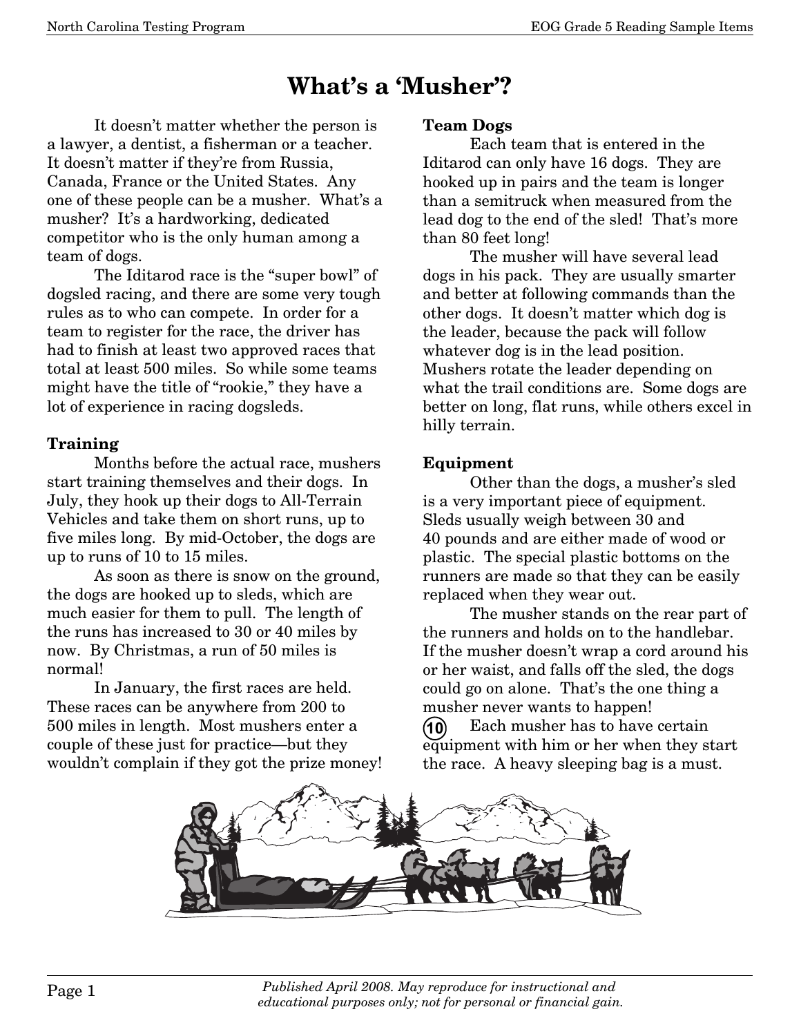# What's a 'Musher'?

It doesn't matter whether the person is a lawyer, a dentist, a fisherman or a teacher. It doesn't matter if they're from Russia, Canada, France or the United States. Any one of these people can be a musher. What's a musher? It's a hardworking, dedicated competitor who is the only human among a team of dogs.

The Iditarod race is the "super bowl" of dogsled racing, and there are some very tough rules as to who can compete. In order for a team to register for the race, the driver has had to finish at least two approved races that total at least 500 miles. So while some teams might have the title of "rookie," they have a lot of experience in racing dogsleds.

**Training**

Months before the actual race, mushers start training themselves and their dogs. In July, they hook up their dogs to All-Terrain Vehicles and take them on short runs, up to five miles long. By mid-October, the dogs are up to runs of 10 to 15 miles.

As soon as there is snow on the ground, the dogs are hooked up to sleds, which are much easier for them to pull. The length of the runs has increased to 30 or 40 miles by now. By Christmas, a run of 50 miles is normal!

In January, the first races are held. These races can be anywhere from 200 to 500 miles in length. Most mushers enter a couple of these just for practice—but they wouldn't complain if they got the prize money!

**Team Dogs**

Each team that is entered in the Iditarod can only have 16 dogs. They are hooked up in pairs and the team is longer than a semitruck when measured from the lead dog to the end of the sled! That's more than 80 feet long!

The musher will have several lead dogs in his pack. They are usually smarter and better at following commands than the other dogs. It doesn't matter which dog is the leader, because the pack will follow whatever dog is in the lead position. Mushers rotate the leader depending on what the trail conditions are. Some dogs are better on long, flat runs, while others excel in hilly terrain.

**Equipment**

Other than the dogs, a musher's sled is a very important piece of equipment. Sleds usually weigh between 30 and 40 pounds and are either made of wood or plastic. The special plastic bottoms on the runners are made so that they can be easily replaced when they wear out.

The musher stands on the rear part of the runners and holds on to the handlebar. If the musher doesn't wrap a cord around his or her waist, and falls off the sled, the dogs could go on alone. That's the one thing a musher never wants to happen!

(10) Each musher has to have certain equipment with him or her when they start the race. A heavy sleeping bag is a must.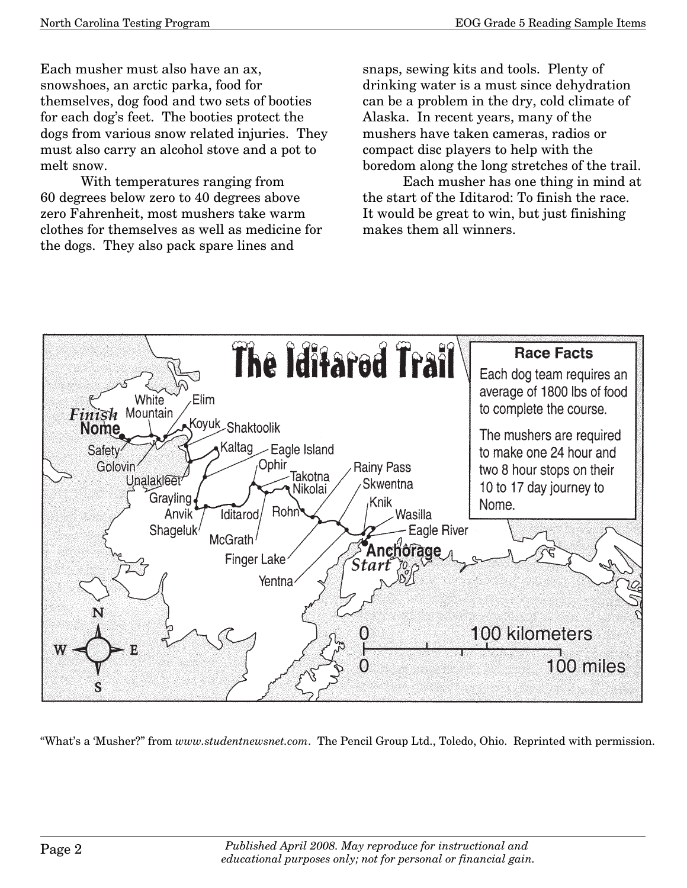Each musher must also have an ax, snowshoes, an arctic parka, food for themselves, dog food and two sets of booties for each dog's feet. The booties protect the dogs from various snow related injuries. They must also carry an alcohol stove and a pot to melt snow.

With temperatures ranging from 60 degrees below zero to 40 degrees above zero Fahrenheit, most mushers take warm clothes for themselves as well as medicine for the dogs. They also pack spare lines and snaps, sewing kits and tools. Plenty of drinking water is a must since dehydration can be a problem in the dry, cold climate of Alaska. In recent years, many of the mushers have taken cameras, radios or compact disc players to help with the boredom along the long stretches of the trail.

Each musher has one thing in mind at the start of the Iditarod: To finish the race. It would be great to win, but just finishing makes them all winners.

## The Iditarod Trail

**Race Facts**

Each dog team requires an average of 1800 lbs of food to complete the course.

The mushers are required to make one 24 hour and two 8 hour stops on their 10 to 17 day journey to Nome.

*Finish* **Nome** — Safety — Golovin — White Mountain — Elim — Koyuk — Shaktoolik — Unalakleet — Kaltag — Eagle Island — Grayling — Anvik — Shageluk — Iditarod — Ophir — Takotna — McGrath — Nikolai — Rohn — Rainy Pass — Finger Lake — Skwentna — Yentna — Knik — Wasilla — Eagle River — **Anchorage** *Start*

0 — 100 kilometers

0 — 100 miles

"What's a 'Musher?" from *www.studentnewsnet.com*. The Pencil Group Ltd., Toledo, Ohio. Reprinted with permission.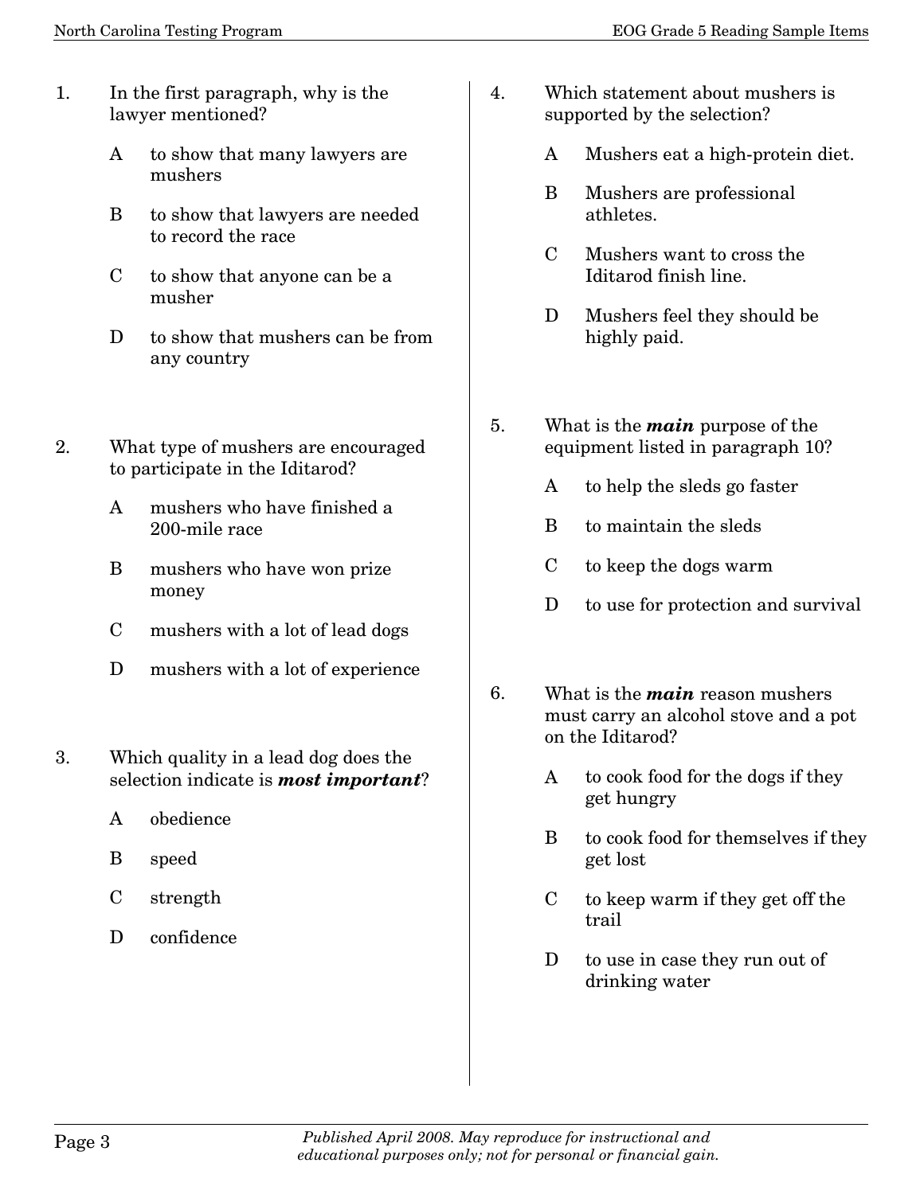1. In the first paragraph, why is the lawyer mentioned?

   A to show that many lawyers are mushers

   B to show that lawyers are needed to record the race

   C to show that anyone can be a musher

   D to show that mushers can be from any country

2. What type of mushers are encouraged to participate in the Iditarod?

   A mushers who have finished a 200-mile race

   B mushers who have won prize money

   C mushers with a lot of lead dogs

   D mushers with a lot of experience

3. Which quality in a lead dog does the selection indicate is ***most important***?

   A obedience

   B speed

   C strength

   D confidence

4. Which statement about mushers is supported by the selection?

   A Mushers eat a high-protein diet.

   B Mushers are professional athletes.

   C Mushers want to cross the Iditarod finish line.

   D Mushers feel they should be highly paid.

5. What is the ***main*** purpose of the equipment listed in paragraph 10?

   A to help the sleds go faster

   B to maintain the sleds

   C to keep the dogs warm

   D to use for protection and survival

6. What is the ***main*** reason mushers must carry an alcohol stove and a pot on the Iditarod?

   A to cook food for the dogs if they get hungry

   B to cook food for themselves if they get lost

   C to keep warm if they get off the trail

   D to use in case they run out of drinking water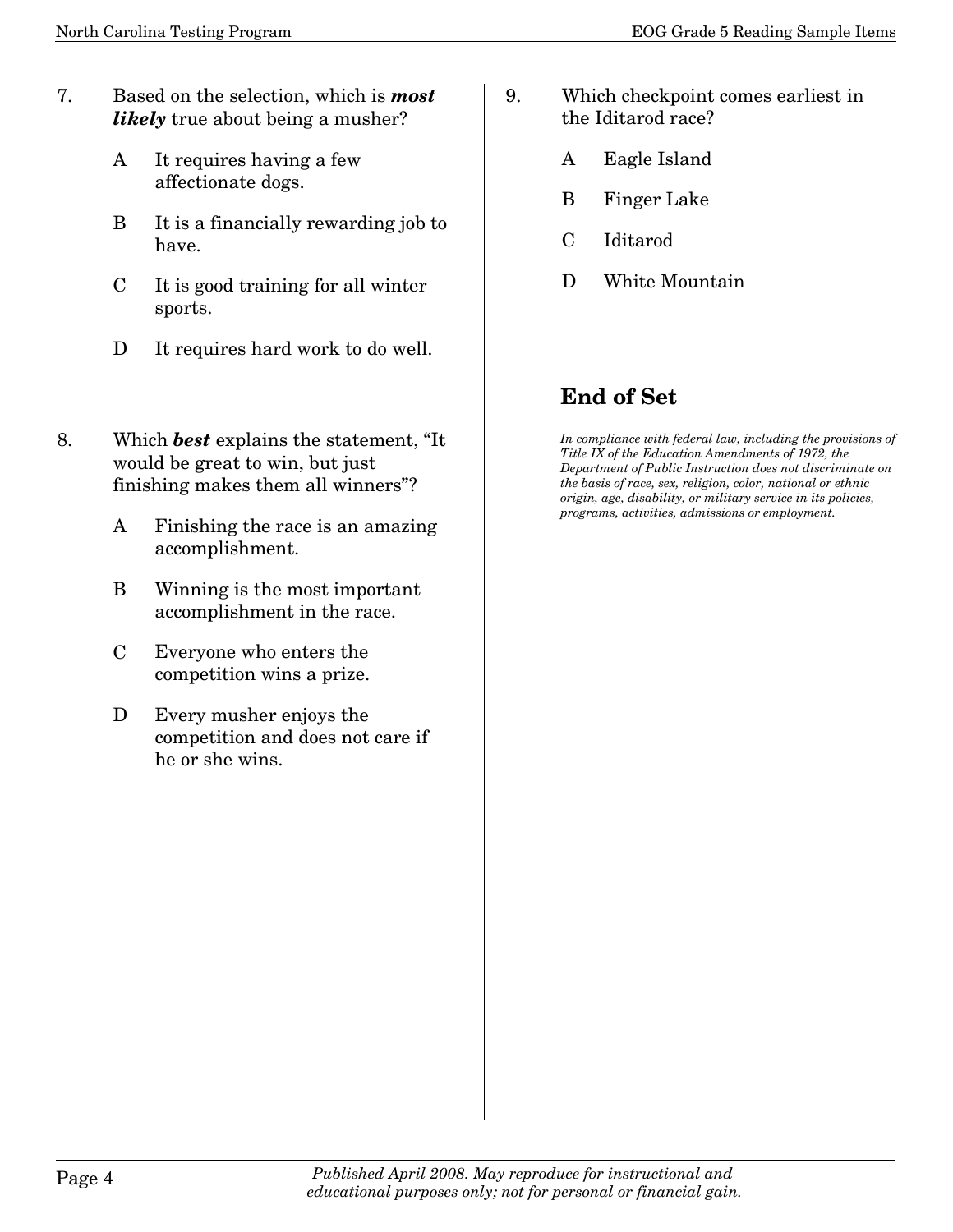7. Based on the selection, which is ***most likely*** true about being a musher?

   A It requires having a few affectionate dogs.

   B It is a financially rewarding job to have.

   C It is good training for all winter sports.

   D It requires hard work to do well.

8. Which ***best*** explains the statement, "It would be great to win, but just finishing makes them all winners"?

   A Finishing the race is an amazing accomplishment.

   B Winning is the most important accomplishment in the race.

   C Everyone who enters the competition wins a prize.

   D Every musher enjoys the competition and does not care if he or she wins.

9. Which checkpoint comes earliest in the Iditarod race?

   A Eagle Island

   B Finger Lake

   C Iditarod

   D White Mountain

## End of Set

*In compliance with federal law, including the provisions of Title IX of the Education Amendments of 1972, the Department of Public Instruction does not discriminate on the basis of race, sex, religion, color, national or ethnic origin, age, disability, or military service in its policies, programs, activities, admissions or employment.*

*Published April 2008. May reproduce for instructional and educational purposes only; not for personal or financial gain.*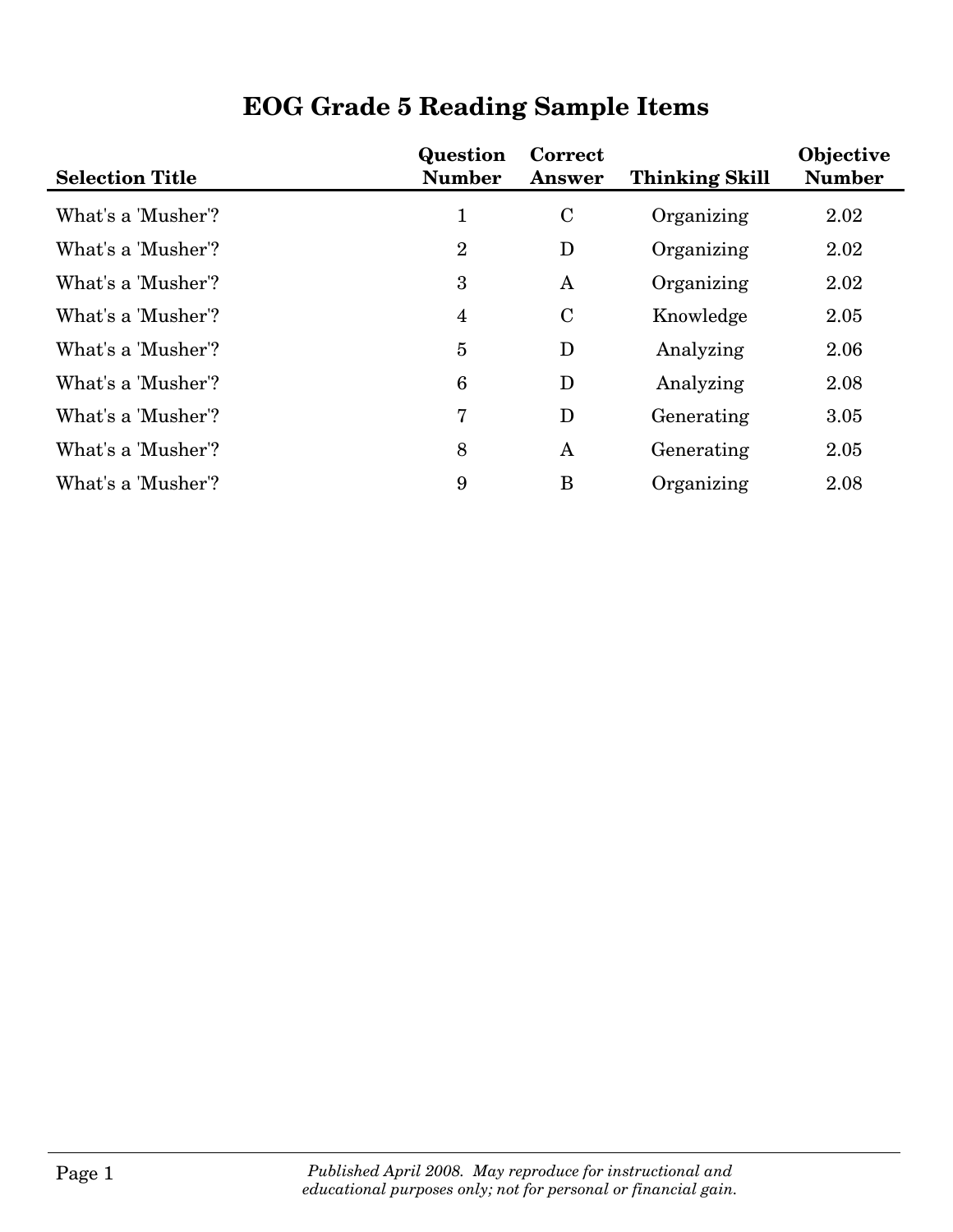# EOG Grade 5 Reading Sample Items

| Selection Title | Question Number | Correct Answer | Thinking Skill | Objective Number |
|---|---|---|---|---|
| What's a 'Musher'? | 1 | C | Organizing | 2.02 |
| What's a 'Musher'? | 2 | D | Organizing | 2.02 |
| What's a 'Musher'? | 3 | A | Organizing | 2.02 |
| What's a 'Musher'? | 4 | C | Knowledge | 2.05 |
| What's a 'Musher'? | 5 | D | Analyzing | 2.06 |
| What's a 'Musher'? | 6 | D | Analyzing | 2.08 |
| What's a 'Musher'? | 7 | D | Generating | 3.05 |
| What's a 'Musher'? | 8 | A | Generating | 2.05 |
| What's a 'Musher'? | 9 | B | Organizing | 2.08 |

*Published April 2008. May reproduce for instructional and educational purposes only; not for personal or financial gain.*